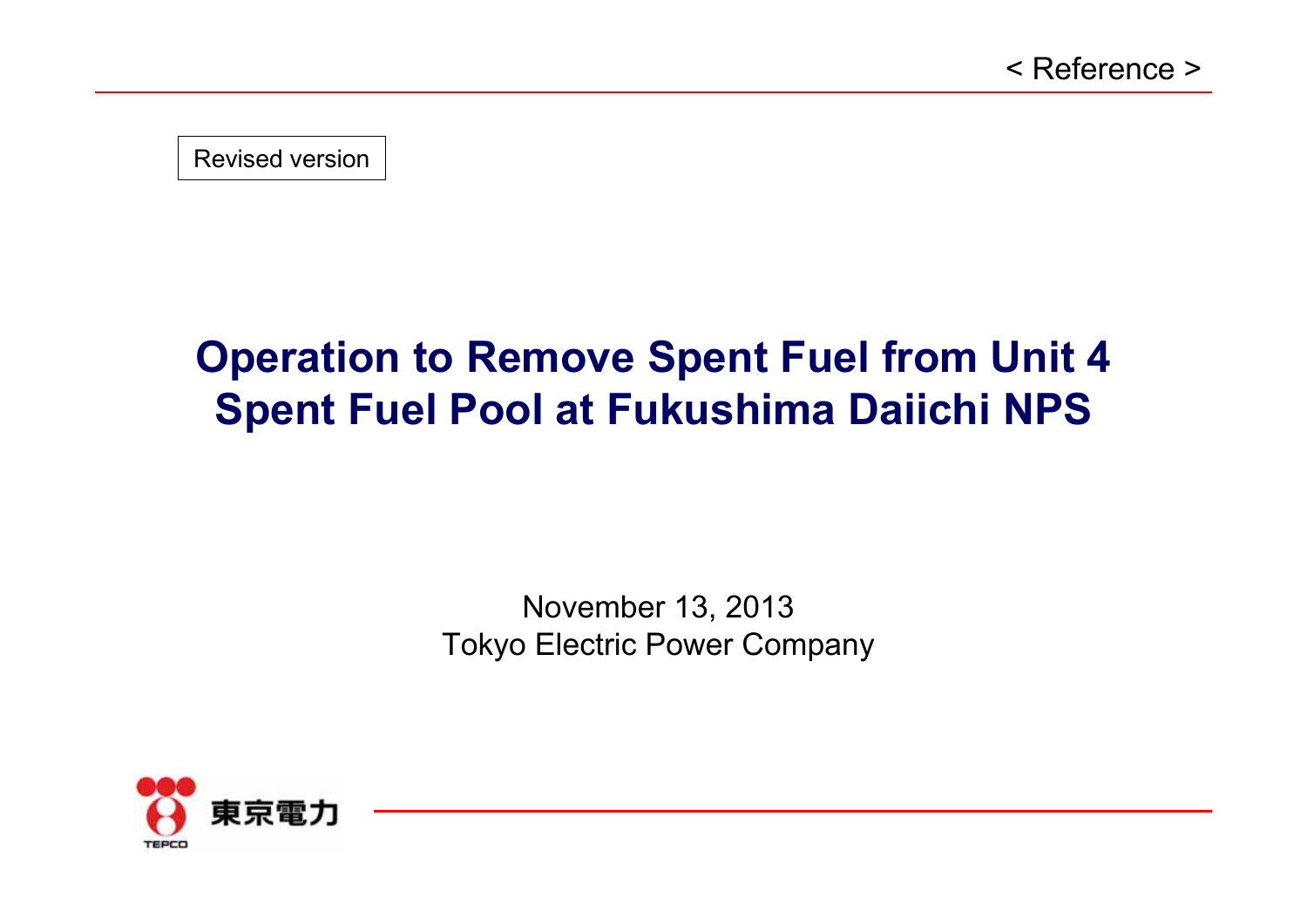< Reference >

Revised version

# Operation to Remove Spent Fuel from Unit 4 Spent Fuel Pool at Fukushima Daiichi NPS

November 13, 2013
Tokyo Electric Power Company

東京電力
TEPCO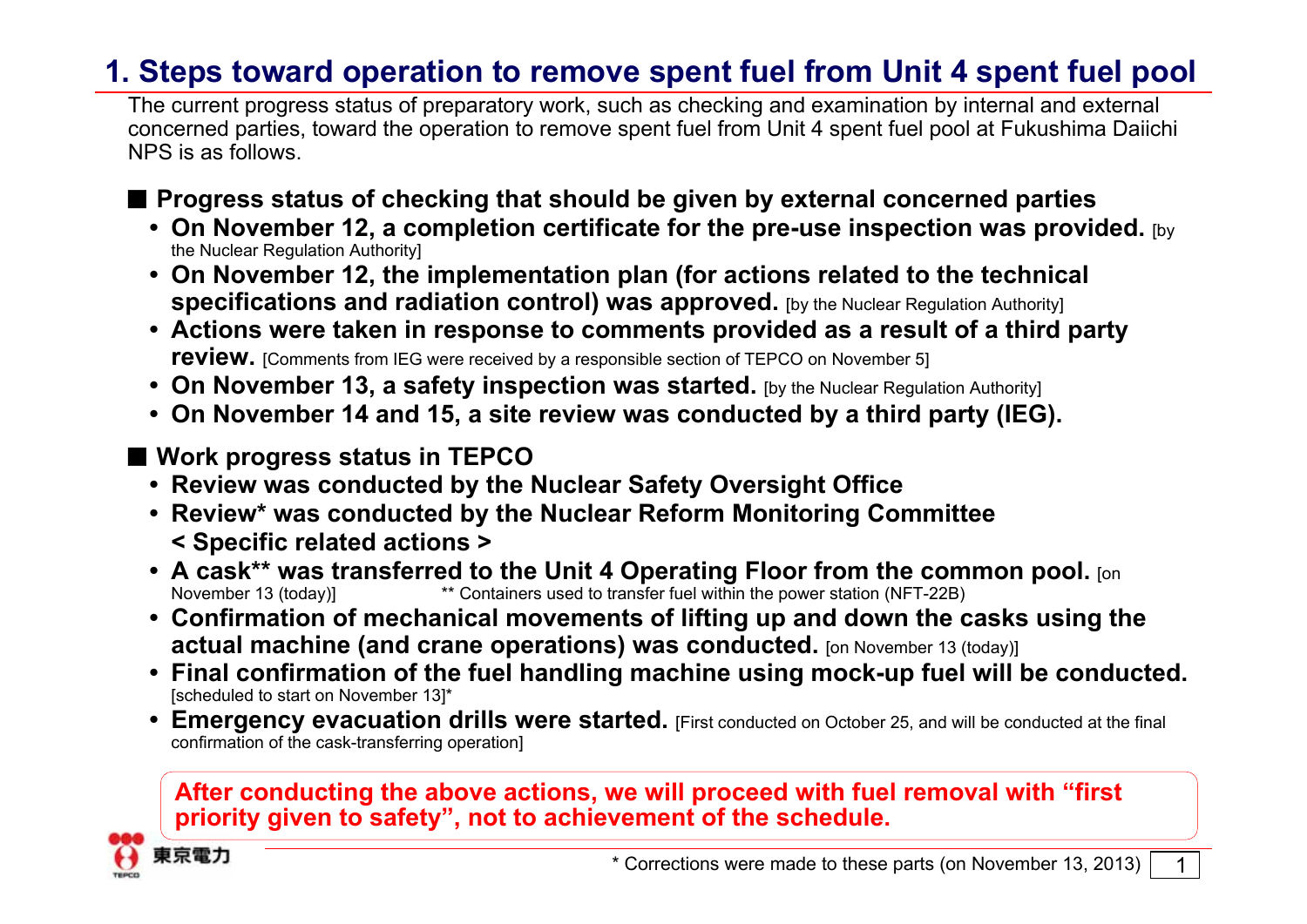# 1. Steps toward operation to remove spent fuel from Unit 4 spent fuel pool

The current progress status of preparatory work, such as checking and examination by internal and external concerned parties, toward the operation to remove spent fuel from Unit 4 spent fuel pool at Fukushima Daiichi NPS is as follows.

## ■ Progress status of checking that should be given by external concerned parties

- **On November 12, a completion certificate for the pre-use inspection was provided.** [by the Nuclear Regulation Authority]
- **On November 12, the implementation plan (for actions related to the technical specifications and radiation control) was approved.** [by the Nuclear Regulation Authority]
- **Actions were taken in response to comments provided as a result of a third party review.** [Comments from IEG were received by a responsible section of TEPCO on November 5]
- **On November 13, a safety inspection was started.** [by the Nuclear Regulation Authority]
- **On November 14 and 15, a site review was conducted by a third party (IEG).**

## ■ Work progress status in TEPCO

- **Review was conducted by the Nuclear Safety Oversight Office**
- **Review* was conducted by the Nuclear Reform Monitoring Committee**
  **< Specific related actions >**
- **A cask** was transferred to the Unit 4 Operating Floor from the common pool.** [on November 13 (today)] ** Containers used to transfer fuel within the power station (NFT-22B)
- **Confirmation of mechanical movements of lifting up and down the casks using the actual machine (and crane operations) was conducted.** [on November 13 (today)]
- **Final confirmation of the fuel handling machine using mock-up fuel will be conducted.** [scheduled to start on November 13]*
- **Emergency evacuation drills were started.** [First conducted on October 25, and will be conducted at the final confirmation of the cask-transferring operation]

**After conducting the above actions, we will proceed with fuel removal with "first priority given to safety", not to achievement of the schedule.**

東京電力

* Corrections were made to these parts (on November 13, 2013)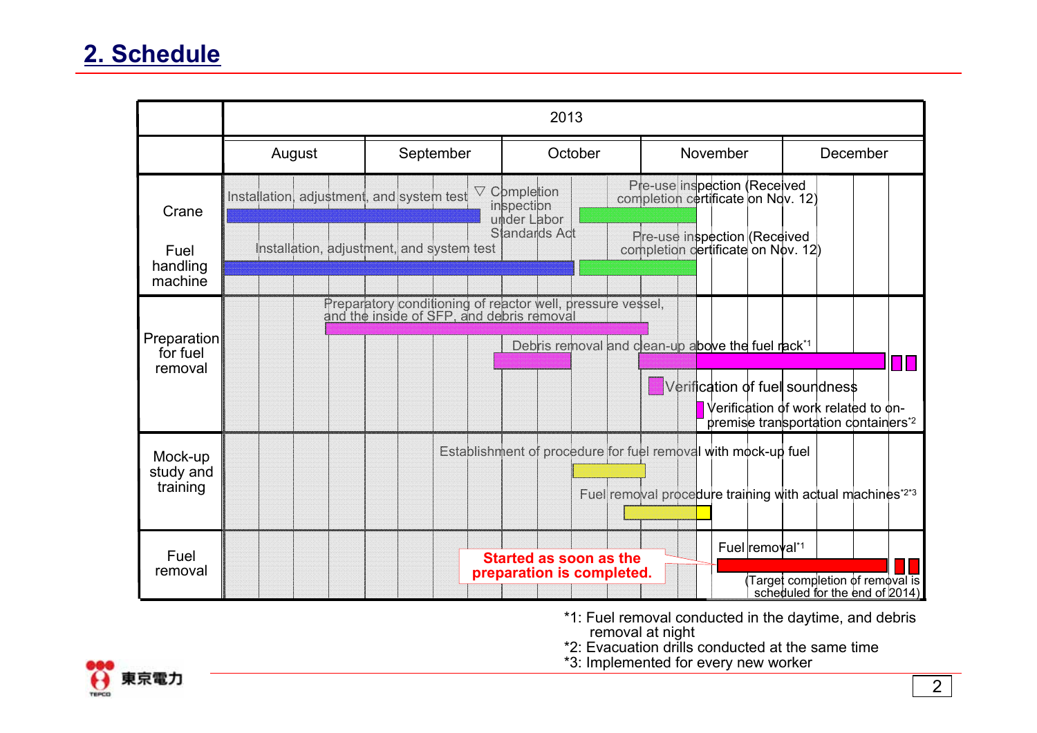## 2. Schedule

| | 2013 | | | | |
|---|---|---|---|---|---|
| | August | September | October | November | December |
| Crane | Installation, adjustment, and system test | | ▽ Completion inspection under Labor Standards Act | Pre-use inspection (Received completion certificate on Nov. 12) | |
| Fuel handling machine | Installation, adjustment, and system test | | | Pre-use inspection (Received completion certificate on Nov. 12) | |
| Preparation for fuel removal | | Preparatory conditioning of reactor well, pressure vessel, and the inside of SFP, and debris removal | | | |
| | | | Debris removal and clean-up above the fuel rack*1 | | |
| | | | Verification of fuel soundness | | |
| | | | | Verification of work related to on-premise transportation containers*2 | |
| Mock-up study and training | | | Establishment of procedure for fuel removal with mock-up fuel | | |
| | | | Fuel removal procedure training with actual machines*2*3 | | |
| Fuel removal | | | Started as soon as the preparation is completed. | Fuel removal*1 (Target completion of removal is scheduled for the end of 2014) | |

*1: Fuel removal conducted in the daytime, and debris removal at night
*2: Evacuation drills conducted at the same time
*3: Implemented for every new worker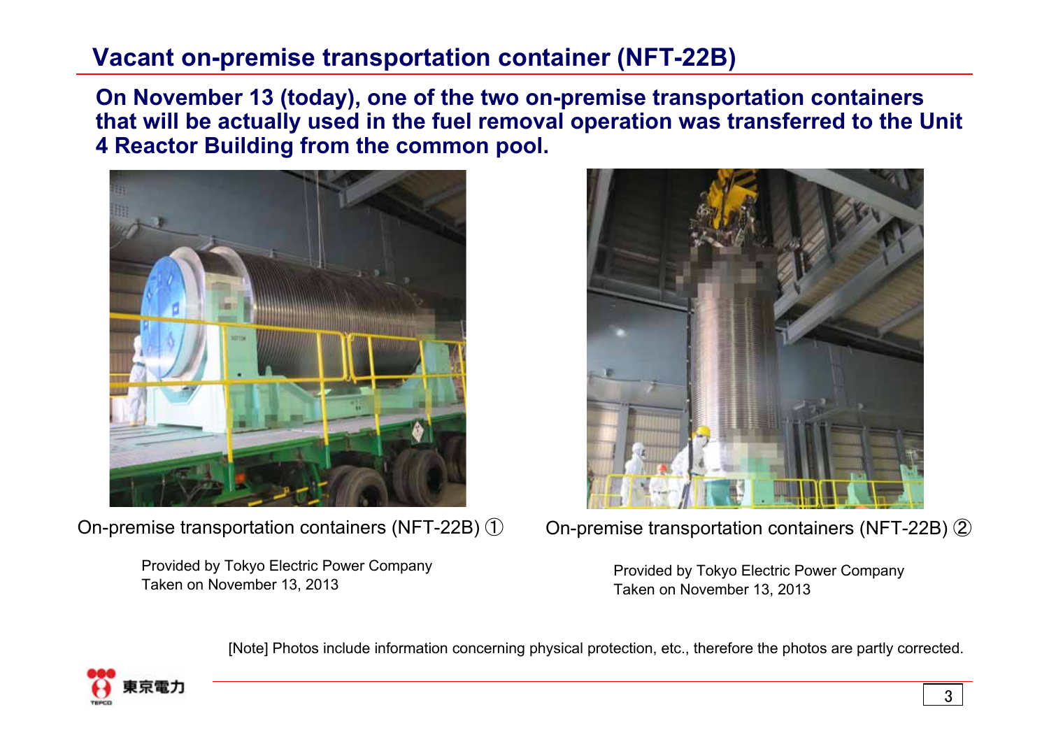# Vacant on-premise transportation container (NFT-22B)

**On November 13 (today), one of the two on-premise transportation containers that will be actually used in the fuel removal operation was transferred to the Unit 4 Reactor Building from the common pool.**

On-premise transportation containers (NFT-22B) ①

Provided by Tokyo Electric Power Company
Taken on November 13, 2013

On-premise transportation containers (NFT-22B) ②

Provided by Tokyo Electric Power Company
Taken on November 13, 2013

[Note] Photos include information concerning physical protection, etc., therefore the photos are partly corrected.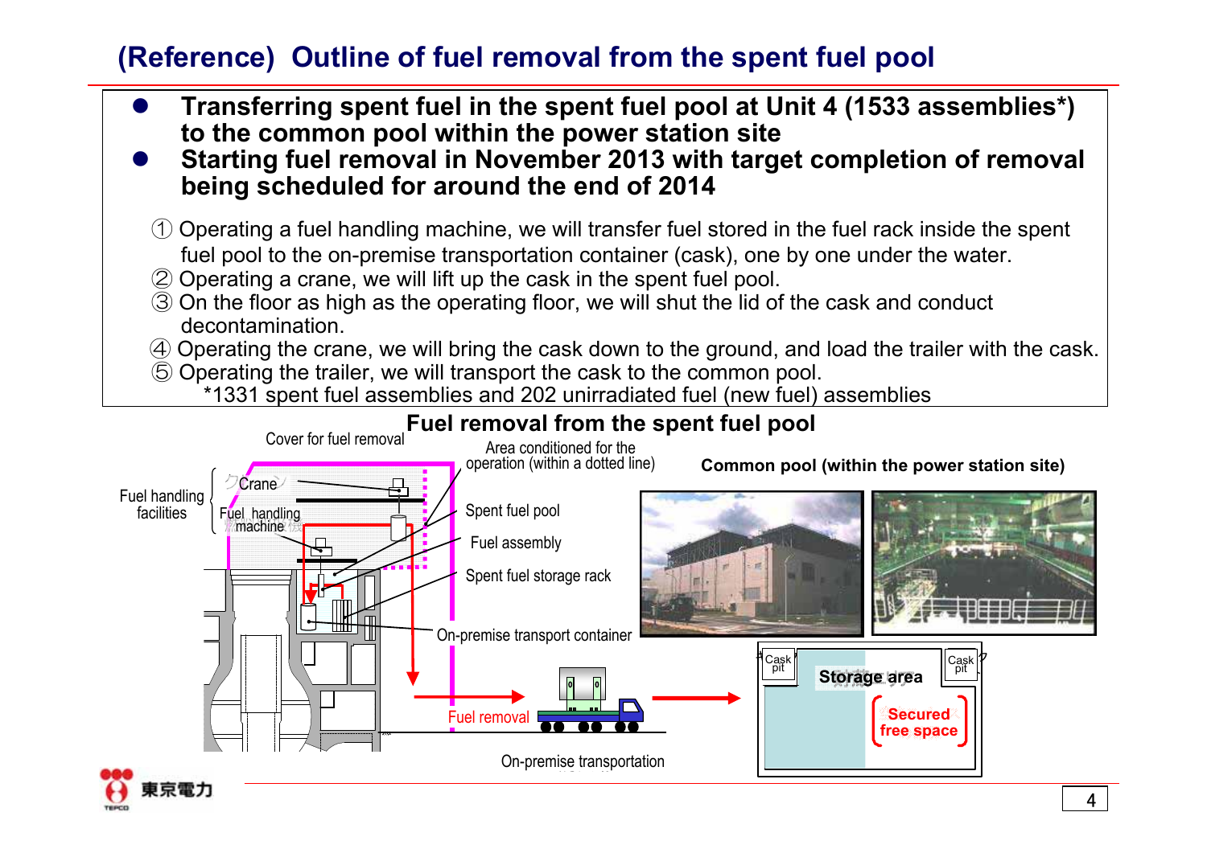## (Reference) Outline of fuel removal from the spent fuel pool

- **Transferring spent fuel in the spent fuel pool at Unit 4 (1533 assemblies*) to the common pool within the power station site**
- **Starting fuel removal in November 2013 with target completion of removal being scheduled for around the end of 2014**

① Operating a fuel handling machine, we will transfer fuel stored in the fuel rack inside the spent fuel pool to the on-premise transportation container (cask), one by one under the water.
② Operating a crane, we will lift up the cask in the spent fuel pool.
③ On the floor as high as the operating floor, we will shut the lid of the cask and conduct decontamination.
④ Operating the crane, we will bring the cask down to the ground, and load the trailer with the cask.
⑤ Operating the trailer, we will transport the cask to the common pool.

*1331 spent fuel assemblies and 202 unirradiated fuel (new fuel) assemblies

### Fuel removal from the spent fuel pool

Cover for fuel removal

Area conditioned for the operation (within a dotted line)

Fuel handling facilities: Crane, Fuel handling machine

Spent fuel pool

Fuel assembly

Spent fuel storage rack

On-premise transport container

Fuel removal

On-premise transportation

**Common pool (within the power station site)**

Cask pit | Storage area | Cask pit

Secured free space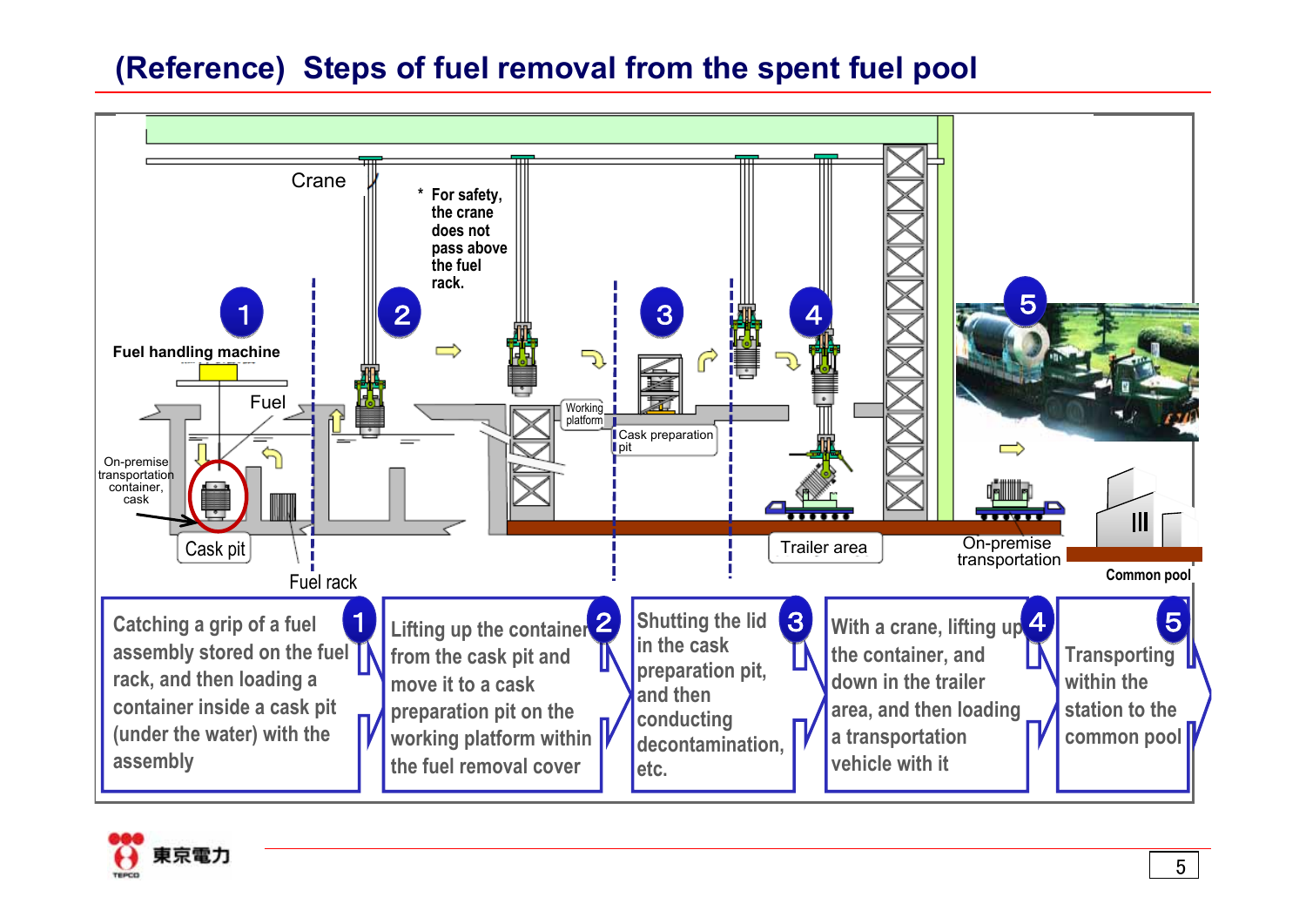# (Reference) Steps of fuel removal from the spent fuel pool

Crane

* For safety, the crane does not pass above the fuel rack.

Fuel handling machine

Fuel

On-premise transportation container, cask

Cask pit

Fuel rack

Working platform

Cask preparation pit

Trailer area

On-premise transportation

Common pool

1. Catching a grip of a fuel assembly stored on the fuel rack, and then loading a container inside a cask pit (under the water) with the assembly
2. Lifting up the container from the cask pit and move it to a cask preparation pit on the working platform within the fuel removal cover
3. Shutting the lid in the cask preparation pit, and then conducting decontamination, etc.
4. With a crane, lifting up the container, and down in the trailer area, and then loading a transportation vehicle with it
5. Transporting within the station to the common pool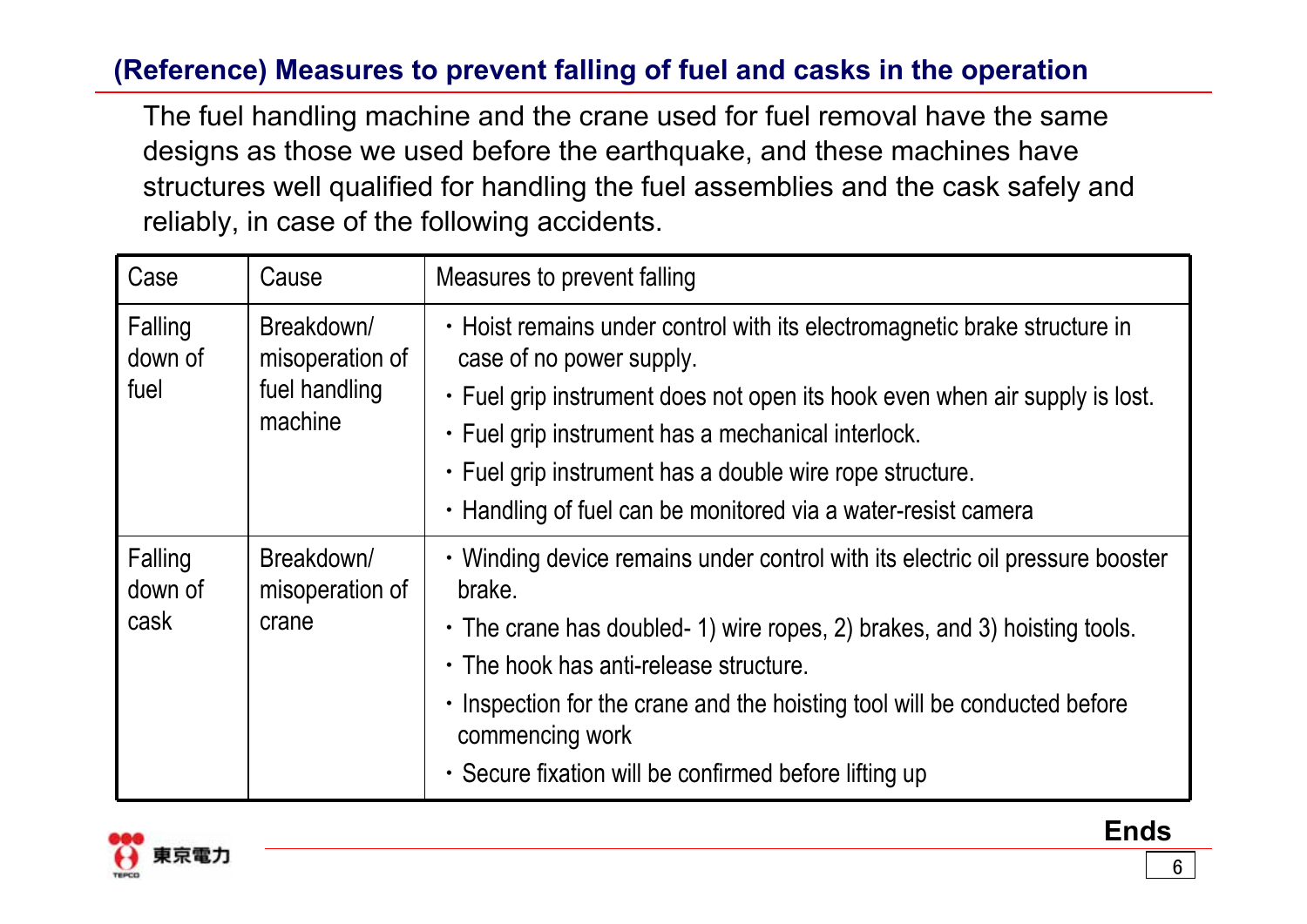## (Reference) Measures to prevent falling of fuel and casks in the operation

The fuel handling machine and the crane used for fuel removal have the same designs as those we used before the earthquake, and these machines have structures well qualified for handling the fuel assemblies and the cask safely and reliably, in case of the following accidents.

| Case | Cause | Measures to prevent falling |
|---|---|---|
| Falling down of fuel | Breakdown/ misoperation of fuel handling machine | ・Hoist remains under control with its electromagnetic brake structure in case of no power supply.<br>・Fuel grip instrument does not open its hook even when air supply is lost.<br>・Fuel grip instrument has a mechanical interlock.<br>・Fuel grip instrument has a double wire rope structure.<br>・Handling of fuel can be monitored via a water-resist camera |
| Falling down of cask | Breakdown/ misoperation of crane | ・Winding device remains under control with its electric oil pressure booster brake.<br>・The crane has doubled- 1) wire ropes, 2) brakes, and 3) hoisting tools.<br>・The hook has anti-release structure.<br>・Inspection for the crane and the hoisting tool will be conducted before commencing work<br>・Secure fixation will be confirmed before lifting up |

**Ends**